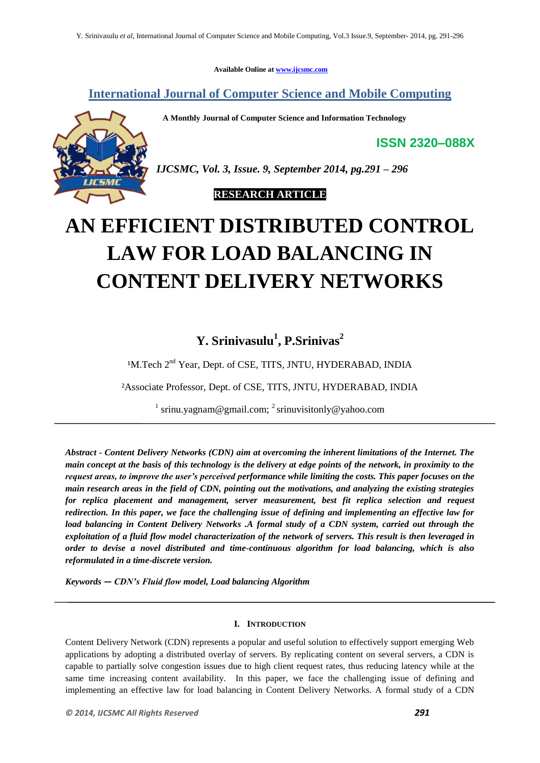Available Online at www.ijcsmc.com

## International Journal of Computer Science and Mobile Computing

A Monthly Journal of Computer Science and Information Technology

**ISSN 2320–088X**

*IJCSMC, Vol. 3, Issue. 9, September 2014, pg.291 – 296*

**RESEARCH ARTICLE**

# AN EFFICIENT DISTRIBUTED CONTROL LAW FOR LOAD BALANCING IN CONTENT DELIVERY NETWORKS

**Y. Srinivasulu[1], P.Srinivas[2]**

[1]M.Tech 2nd Year, Dept. of CSE, TITS, JNTU, HYDERABAD, INDIA

[2]Associate Professor, Dept. of CSE, TITS, JNTU, HYDERABAD, INDIA

[1] srinu.yagnam@gmail.com; [2] srinuvisitonly@yahoo.com

***Abstract - Content Delivery Networks (CDN) aim at overcoming the inherent limitations of the Internet. The main concept at the basis of this technology is the delivery at edge points of the network, in proximity to the request areas, to improve the user's perceived performance while limiting the costs. This paper focuses on the main research areas in the field of CDN, pointing out the motivations, and analyzing the existing strategies for replica placement and management, server measurement, best fit replica selection and request redirection. In this paper, we face the challenging issue of defining and implementing an effective law for load balancing in Content Delivery Networks .A formal study of a CDN system, carried out through the exploitation of a fluid flow model characterization of the network of servers. This result is then leveraged in order to devise a novel distributed and time-continuous algorithm for load balancing, which is also reformulated in a time-discrete version.***

***Keywords — CDN's Fluid flow model, Load balancing Algorithm***

## I. INTRODUCTION

Content Delivery Network (CDN) represents a popular and useful solution to effectively support emerging Web applications by adopting a distributed overlay of servers. By replicating content on several servers, a CDN is capable to partially solve congestion issues due to high client request rates, thus reducing latency while at the same time increasing content availability. In this paper, we face the challenging issue of defining and implementing an effective law for load balancing in Content Delivery Networks. A formal study of a CDN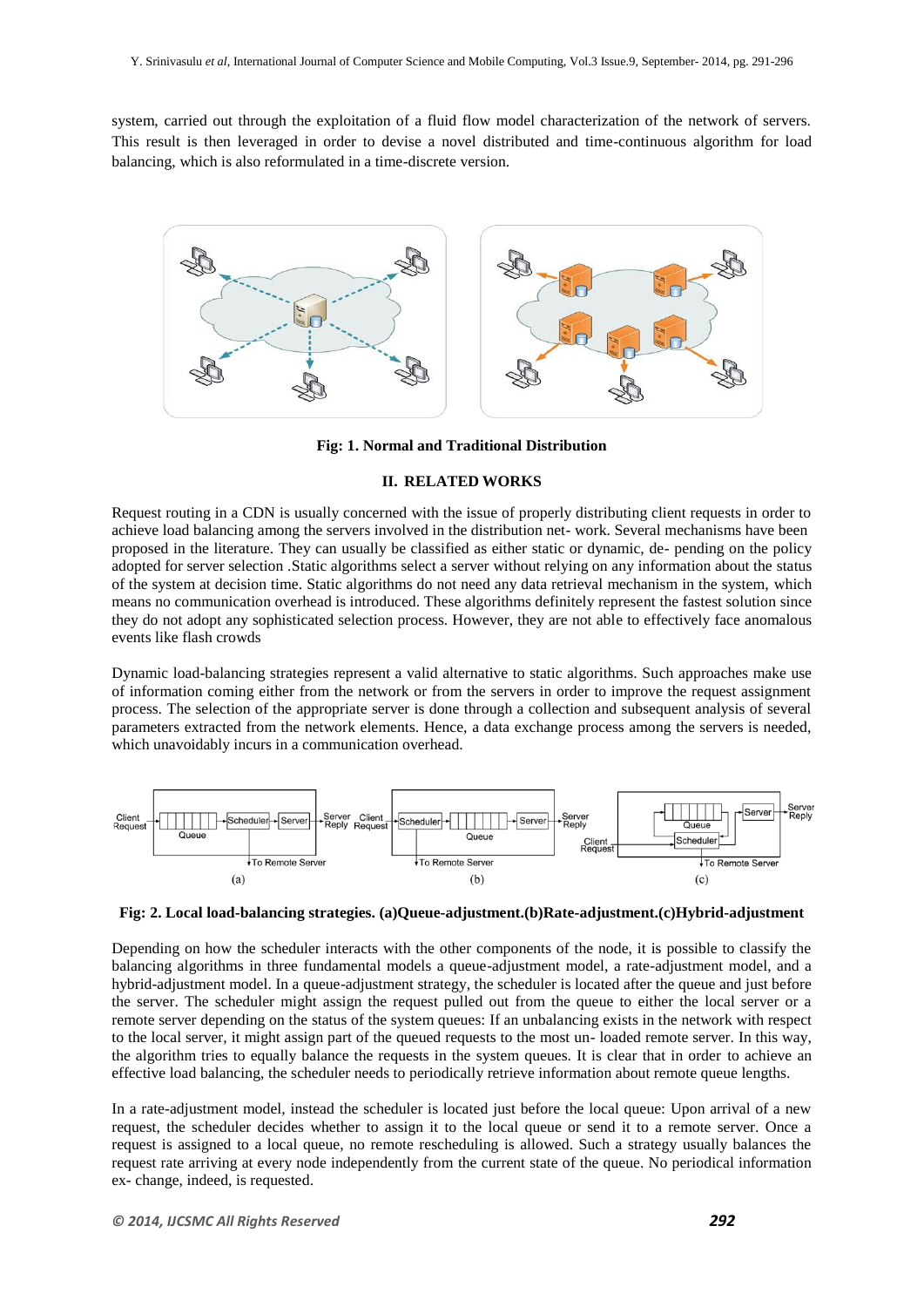system, carried out through the exploitation of a fluid flow model characterization of the network of servers. This result is then leveraged in order to devise a novel distributed and time-continuous algorithm for load balancing, which is also reformulated in a time-discrete version.

**Fig: 1. Normal and Traditional Distribution**

## II. RELATED WORKS

Request routing in a CDN is usually concerned with the issue of properly distributing client requests in order to achieve load balancing among the servers involved in the distribution net- work. Several mechanisms have been proposed in the literature. They can usually be classified as either static or dynamic, de- pending on the policy adopted for server selection .Static algorithms select a server without relying on any information about the status of the system at decision time. Static algorithms do not need any data retrieval mechanism in the system, which means no communication overhead is introduced. These algorithms definitely represent the fastest solution since they do not adopt any sophisticated selection process. However, they are not able to effectively face anomalous events like flash crowds

Dynamic load-balancing strategies represent a valid alternative to static algorithms. Such approaches make use of information coming either from the network or from the servers in order to improve the request assignment process. The selection of the appropriate server is done through a collection and subsequent analysis of several parameters extracted from the network elements. Hence, a data exchange process among the servers is needed, which unavoidably incurs in a communication overhead.

Client Request
Queue
Scheduler
Server
Server Reply
To Remote Server
(a)

Client Request
Scheduler
Queue
Server
Server Reply
To Remote Server
(b)

Queue
Scheduler
Server
Server Reply
Client Request
To Remote Server
(c)

**Fig: 2. Local load-balancing strategies. (a)Queue-adjustment.(b)Rate-adjustment.(c)Hybrid-adjustment**

Depending on how the scheduler interacts with the other components of the node, it is possible to classify the balancing algorithms in three fundamental models a queue-adjustment model, a rate-adjustment model, and a hybrid-adjustment model. In a queue-adjustment strategy, the scheduler is located after the queue and just before the server. The scheduler might assign the request pulled out from the queue to either the local server or a remote server depending on the status of the system queues: If an unbalancing exists in the network with respect to the local server, it might assign part of the queued requests to the most un- loaded remote server. In this way, the algorithm tries to equally balance the requests in the system queues. It is clear that in order to achieve an effective load balancing, the scheduler needs to periodically retrieve information about remote queue lengths.

In a rate-adjustment model, instead the scheduler is located just before the local queue: Upon arrival of a new request, the scheduler decides whether to assign it to the local queue or send it to a remote server. Once a request is assigned to a local queue, no remote rescheduling is allowed. Such a strategy usually balances the request rate arriving at every node independently from the current state of the queue. No periodical information ex- change, indeed, is requested.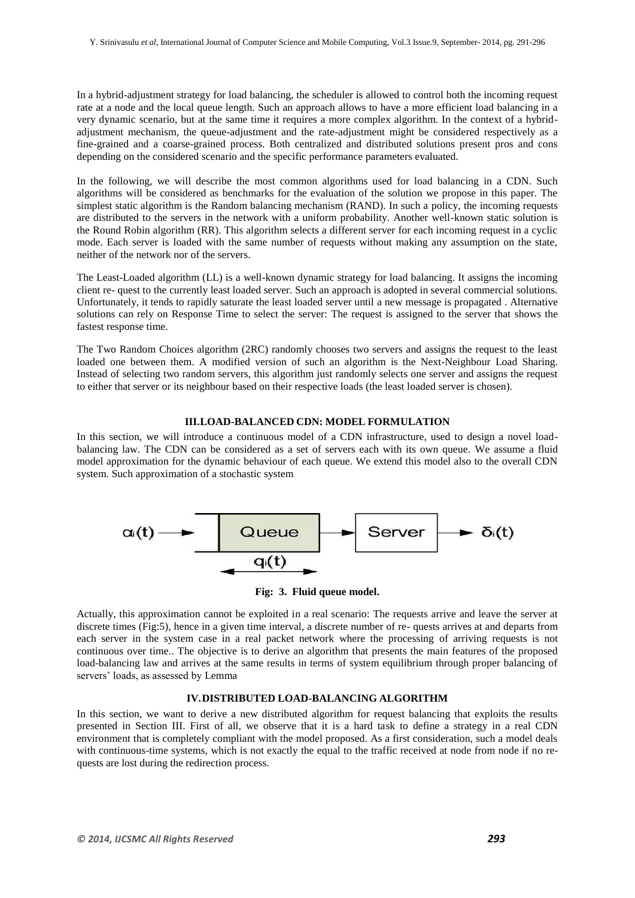In a hybrid-adjustment strategy for load balancing, the scheduler is allowed to control both the incoming request rate at a node and the local queue length. Such an approach allows to have a more efficient load balancing in a very dynamic scenario, but at the same time it requires a more complex algorithm. In the context of a hybrid-adjustment mechanism, the queue-adjustment and the rate-adjustment might be considered respectively as a fine-grained and a coarse-grained process. Both centralized and distributed solutions present pros and cons depending on the considered scenario and the specific performance parameters evaluated.

In the following, we will describe the most common algorithms used for load balancing in a CDN. Such algorithms will be considered as benchmarks for the evaluation of the solution we propose in this paper. The simplest static algorithm is the Random balancing mechanism (RAND). In such a policy, the incoming requests are distributed to the servers in the network with a uniform probability. Another well-known static solution is the Round Robin algorithm (RR). This algorithm selects a different server for each incoming request in a cyclic mode. Each server is loaded with the same number of requests without making any assumption on the state, neither of the network nor of the servers.

The Least-Loaded algorithm (LL) is a well-known dynamic strategy for load balancing. It assigns the incoming client re- quest to the currently least loaded server. Such an approach is adopted in several commercial solutions. Unfortunately, it tends to rapidly saturate the least loaded server until a new message is propagated . Alternative solutions can rely on Response Time to select the server: The request is assigned to the server that shows the fastest response time.

The Two Random Choices algorithm (2RC) randomly chooses two servers and assigns the request to the least loaded one between them. A modified version of such an algorithm is the Next-Neighbour Load Sharing. Instead of selecting two random servers, this algorithm just randomly selects one server and assigns the request to either that server or its neighbour based on their respective loads (the least loaded server is chosen).

## III. LOAD-BALANCED CDN: MODEL FORMULATION

In this section, we will introduce a continuous model of a CDN infrastructure, used to design a novel load-balancing law. The CDN can be considered as a set of servers each with its own queue. We assume a fluid model approximation for the dynamic behaviour of each queue. We extend this model also to the overall CDN system. Such approximation of a stochastic system

$\alpha_i(t)$ → Queue → Server → $\delta_i(t)$

$q_i(t)$

**Fig: 3. Fluid queue model.**

Actually, this approximation cannot be exploited in a real scenario: The requests arrive and leave the server at discrete times (Fig:5), hence in a given time interval, a discrete number of re- quests arrives at and departs from each server in the system case in a real packet network where the processing of arriving requests is not continuous over time.. The objective is to derive an algorithm that presents the main features of the proposed load-balancing law and arrives at the same results in terms of system equilibrium through proper balancing of servers' loads, as assessed by Lemma

## IV. DISTRIBUTED LOAD-BALANCING ALGORITHM

In this section, we want to derive a new distributed algorithm for request balancing that exploits the results presented in Section III. First of all, we observe that it is a hard task to define a strategy in a real CDN environment that is completely compliant with the model proposed. As a first consideration, such a model deals with continuous-time systems, which is not exactly the equal to the traffic received at node from node if no re-quests are lost during the redirection process.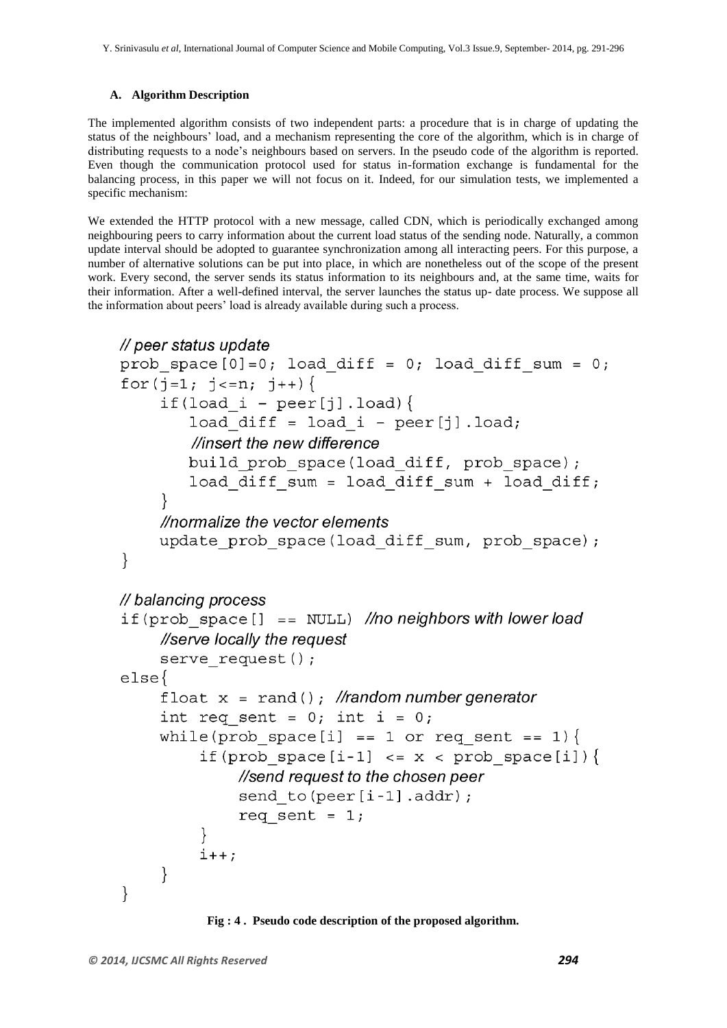### A. Algorithm Description

The implemented algorithm consists of two independent parts: a procedure that is in charge of updating the status of the neighbours' load, and a mechanism representing the core of the algorithm, which is in charge of distributing requests to a node's neighbours based on servers. In the pseudo code of the algorithm is reported. Even though the communication protocol used for status in-formation exchange is fundamental for the balancing process, in this paper we will not focus on it. Indeed, for our simulation tests, we implemented a specific mechanism:

We extended the HTTP protocol with a new message, called CDN, which is periodically exchanged among neighbouring peers to carry information about the current load status of the sending node. Naturally, a common update interval should be adopted to guarantee synchronization among all interacting peers. For this purpose, a number of alternative solutions can be put into place, in which are nonetheless out of the scope of the present work. Every second, the server sends its status information to its neighbours and, at the same time, waits for their information. After a well-defined interval, the server launches the status up- date process. We suppose all the information about peers' load is already available during such a process.

```
// peer status update
prob_space[0]=0; load_diff = 0; load_diff_sum = 0;
for(j=1; j<=n; j++){
    if(load_i - peer[j].load){
       load_diff = load_i - peer[j].load;
       //insert the new difference
       build_prob_space(load_diff, prob_space);
       load_diff_sum = load_diff_sum + load_diff;
    }
    //normalize the vector elements
    update_prob_space(load_diff_sum, prob_space);
}

// balancing process
if(prob_space[] == NULL) //no neighbors with lower load
    //serve locally the request
    serve_request();
else{
    float x = rand(); //random number generator
    int req_sent = 0; int i = 0;
    while(prob_space[i] == 1 or req_sent == 1){
        if(prob_space[i-1] <= x < prob_space[i]){
            //send request to the chosen peer
            send_to(peer[i-1].addr);
            req_sent = 1;
        }
        i++;
    }
}
```

**Fig : 4 . Pseudo code description of the proposed algorithm.**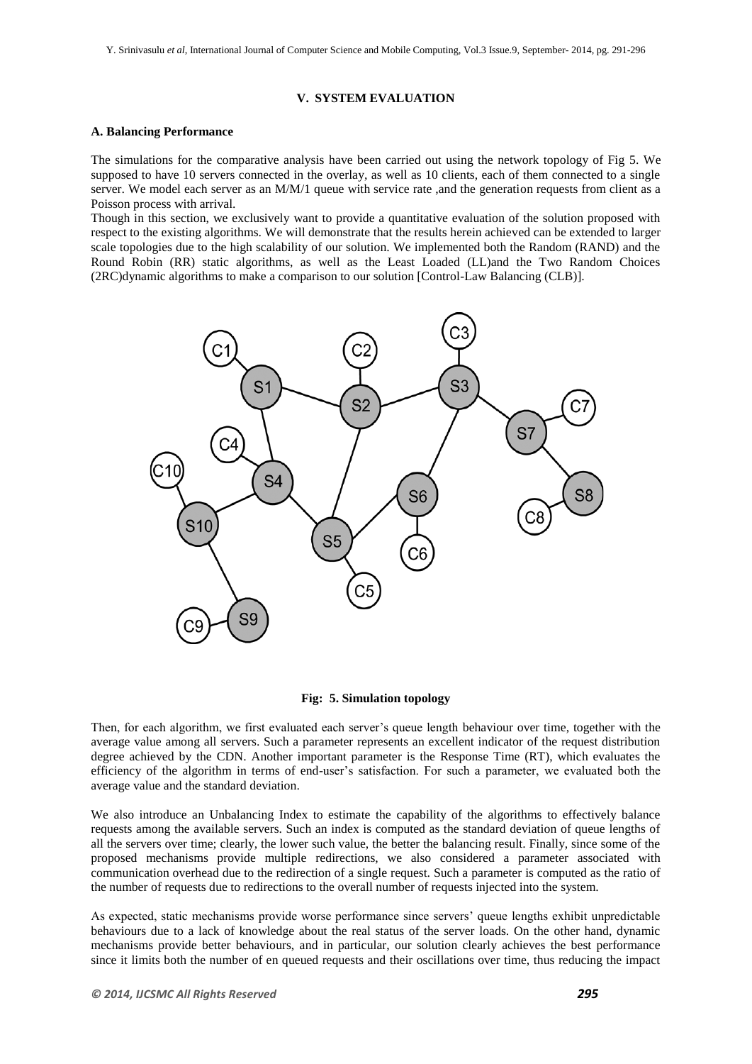## V. SYSTEM EVALUATION

### A. Balancing Performance

The simulations for the comparative analysis have been carried out using the network topology of Fig 5. We supposed to have 10 servers connected in the overlay, as well as 10 clients, each of them connected to a single server. We model each server as an M/M/1 queue with service rate ,and the generation requests from client as a Poisson process with arrival.

Though in this section, we exclusively want to provide a quantitative evaluation of the solution proposed with respect to the existing algorithms. We will demonstrate that the results herein achieved can be extended to larger scale topologies due to the high scalability of our solution. We implemented both the Random (RAND) and the Round Robin (RR) static algorithms, as well as the Least Loaded (LL)and the Two Random Choices (2RC)dynamic algorithms to make a comparison to our solution [Control-Law Balancing (CLB)].

**Fig: 5. Simulation topology**

Then, for each algorithm, we first evaluated each server's queue length behaviour over time, together with the average value among all servers. Such a parameter represents an excellent indicator of the request distribution degree achieved by the CDN. Another important parameter is the Response Time (RT), which evaluates the efficiency of the algorithm in terms of end-user's satisfaction. For such a parameter, we evaluated both the average value and the standard deviation.

We also introduce an Unbalancing Index to estimate the capability of the algorithms to effectively balance requests among the available servers. Such an index is computed as the standard deviation of queue lengths of all the servers over time; clearly, the lower such value, the better the balancing result. Finally, since some of the proposed mechanisms provide multiple redirections, we also considered a parameter associated with communication overhead due to the redirection of a single request. Such a parameter is computed as the ratio of the number of requests due to redirections to the overall number of requests injected into the system.

As expected, static mechanisms provide worse performance since servers' queue lengths exhibit unpredictable behaviours due to a lack of knowledge about the real status of the server loads. On the other hand, dynamic mechanisms provide better behaviours, and in particular, our solution clearly achieves the best performance since it limits both the number of en queued requests and their oscillations over time, thus reducing the impact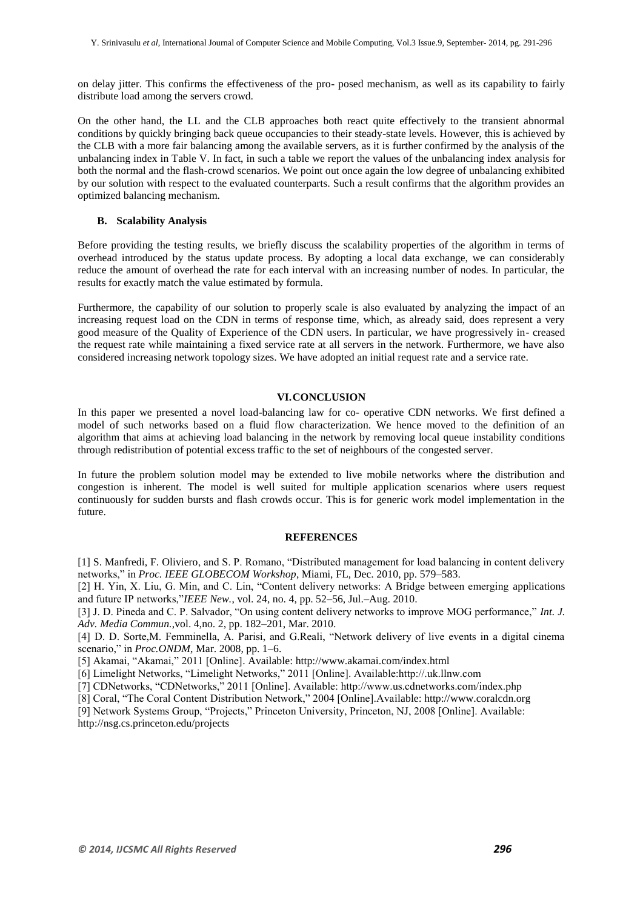on delay jitter. This confirms the effectiveness of the pro- posed mechanism, as well as its capability to fairly distribute load among the servers crowd.

On the other hand, the LL and the CLB approaches both react quite effectively to the transient abnormal conditions by quickly bringing back queue occupancies to their steady-state levels. However, this is achieved by the CLB with a more fair balancing among the available servers, as it is further confirmed by the analysis of the unbalancing index in Table V. In fact, in such a table we report the values of the unbalancing index analysis for both the normal and the flash-crowd scenarios. We point out once again the low degree of unbalancing exhibited by our solution with respect to the evaluated counterparts. Such a result confirms that the algorithm provides an optimized balancing mechanism.

### B. Scalability Analysis

Before providing the testing results, we briefly discuss the scalability properties of the algorithm in terms of overhead introduced by the status update process. By adopting a local data exchange, we can considerably reduce the amount of overhead the rate for each interval with an increasing number of nodes. In particular, the results for exactly match the value estimated by formula.

Furthermore, the capability of our solution to properly scale is also evaluated by analyzing the impact of an increasing request load on the CDN in terms of response time, which, as already said, does represent a very good measure of the Quality of Experience of the CDN users. In particular, we have progressively in- creased the request rate while maintaining a fixed service rate at all servers in the network. Furthermore, we have also considered increasing network topology sizes. We have adopted an initial request rate and a service rate.

## VI. CONCLUSION

In this paper we presented a novel load-balancing law for co- operative CDN networks. We first defined a model of such networks based on a fluid flow characterization. We hence moved to the definition of an algorithm that aims at achieving load balancing in the network by removing local queue instability conditions through redistribution of potential excess traffic to the set of neighbours of the congested server.

In future the problem solution model may be extended to live mobile networks where the distribution and congestion is inherent. The model is well suited for multiple application scenarios where users request continuously for sudden bursts and flash crowds occur. This is for generic work model implementation in the future.

## REFERENCES

[1] S. Manfredi, F. Oliviero, and S. P. Romano, "Distributed management for load balancing in content delivery networks," in *Proc. IEEE GLOBECOM Workshop*, Miami, FL, Dec. 2010, pp. 579–583.

[2] H. Yin, X. Liu, G. Min, and C. Lin, "Content delivery networks: A Bridge between emerging applications and future IP networks,"*IEEE New.*, vol. 24, no. 4, pp. 52–56, Jul.–Aug. 2010.

[3] J. D. Pineda and C. P. Salvador, "On using content delivery networks to improve MOG performance," *Int. J. Adv. Media Commun.*,vol. 4,no. 2, pp. 182–201, Mar. 2010.

[4] D. D. Sorte,M. Femminella, A. Parisi, and G.Reali, "Network delivery of live events in a digital cinema scenario," in *Proc.ONDM*, Mar. 2008, pp. 1–6.

[5] Akamai, "Akamai," 2011 [Online]. Available: http://www.akamai.com/index.html

[6] Limelight Networks, "Limelight Networks," 2011 [Online]. Available:http://.uk.llnw.com

[7] CDNetworks, "CDNetworks," 2011 [Online]. Available: http://www.us.cdnetworks.com/index.php

[8] Coral, "The Coral Content Distribution Network," 2004 [Online].Available: http://www.coralcdn.org

[9] Network Systems Group, "Projects," Princeton University, Princeton, NJ, 2008 [Online]. Available: http://nsg.cs.princeton.edu/projects